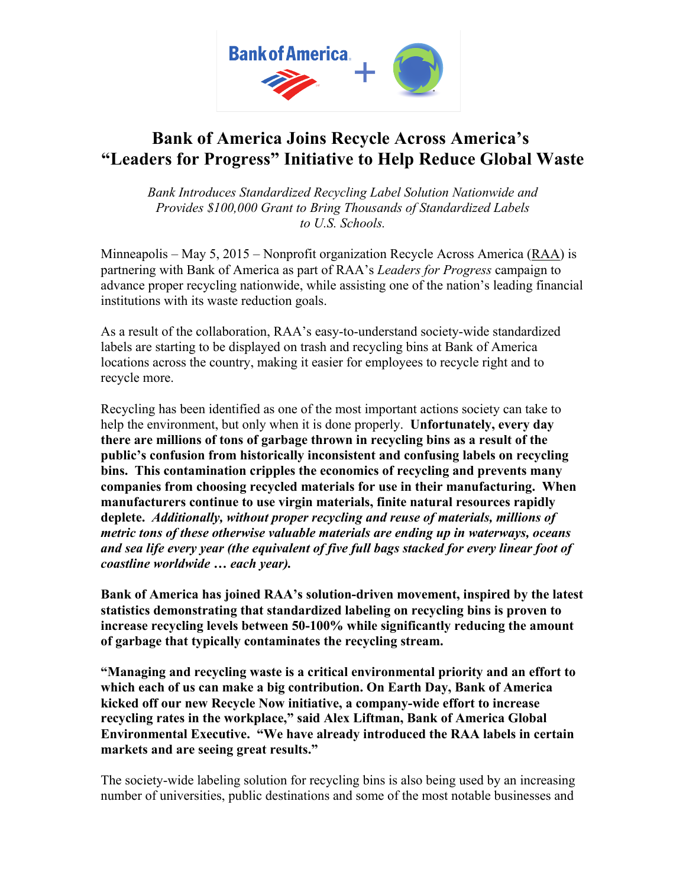# Bank of America Joins Recycle Across America's "Leaders for Progress" Initiative to Help Reduce Global Waste

*Bank Introduces Standardized Recycling Label Solution Nationwide and Provides $100,000 Grant to Bring Thousands of Standardized Labels to U.S. Schools.*

Minneapolis – May 5, 2015 – Nonprofit organization Recycle Across America (RAA) is partnering with Bank of America as part of RAA's *Leaders for Progress* campaign to advance proper recycling nationwide, while assisting one of the nation's leading financial institutions with its waste reduction goals.

As a result of the collaboration, RAA's easy-to-understand society-wide standardized labels are starting to be displayed on trash and recycling bins at Bank of America locations across the country, making it easier for employees to recycle right and to recycle more.

Recycling has been identified as one of the most important actions society can take to help the environment, but only when it is done properly. **Unfortunately, every day there are millions of tons of garbage thrown in recycling bins as a result of the public's confusion from historically inconsistent and confusing labels on recycling bins. This contamination cripples the economics of recycling and prevents many companies from choosing recycled materials for use in their manufacturing. When manufacturers continue to use virgin materials, finite natural resources rapidly deplete.** ***Additionally, without proper recycling and reuse of materials, millions of metric tons of these otherwise valuable materials are ending up in waterways, oceans and sea life every year (the equivalent of five full bags stacked for every linear foot of coastline worldwide … each year).***

**Bank of America has joined RAA's solution-driven movement, inspired by the latest statistics demonstrating that standardized labeling on recycling bins is proven to increase recycling levels between 50-100% while significantly reducing the amount of garbage that typically contaminates the recycling stream.**

**"Managing and recycling waste is a critical environmental priority and an effort to which each of us can make a big contribution. On Earth Day, Bank of America kicked off our new Recycle Now initiative, a company-wide effort to increase recycling rates in the workplace," said Alex Liftman, Bank of America Global Environmental Executive. "We have already introduced the RAA labels in certain markets and are seeing great results."**

The society-wide labeling solution for recycling bins is also being used by an increasing number of universities, public destinations and some of the most notable businesses and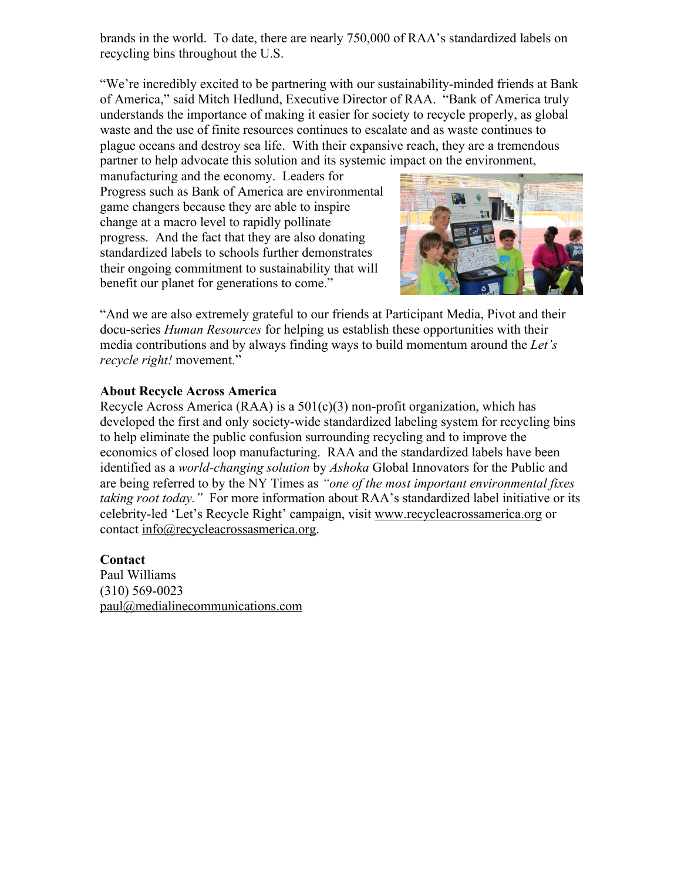brands in the world. To date, there are nearly 750,000 of RAA's standardized labels on recycling bins throughout the U.S.

"We're incredibly excited to be partnering with our sustainability-minded friends at Bank of America," said Mitch Hedlund, Executive Director of RAA. "Bank of America truly understands the importance of making it easier for society to recycle properly, as global waste and the use of finite resources continues to escalate and as waste continues to plague oceans and destroy sea life. With their expansive reach, they are a tremendous partner to help advocate this solution and its systemic impact on the environment, manufacturing and the economy. Leaders for Progress such as Bank of America are environmental game changers because they are able to inspire change at a macro level to rapidly pollinate progress. And the fact that they are also donating standardized labels to schools further demonstrates their ongoing commitment to sustainability that will benefit our planet for generations to come."

"And we are also extremely grateful to our friends at Participant Media, Pivot and their docu-series *Human Resources* for helping us establish these opportunities with their media contributions and by always finding ways to build momentum around the *Let's recycle right!* movement."

**About Recycle Across America**

Recycle Across America (RAA) is a 501(c)(3) non-profit organization, which has developed the first and only society-wide standardized labeling system for recycling bins to help eliminate the public confusion surrounding recycling and to improve the economics of closed loop manufacturing. RAA and the standardized labels have been identified as a *world-changing solution* by *Ashoka* Global Innovators for the Public and are being referred to by the NY Times as *"one of the most important environmental fixes taking root today."* For more information about RAA's standardized label initiative or its celebrity-led 'Let's Recycle Right' campaign, visit www.recycleacrossamerica.org or contact info@recycleacrossasmerica.org.

**Contact**

Paul Williams
(310) 569-0023
paul@medialinecommunications.com